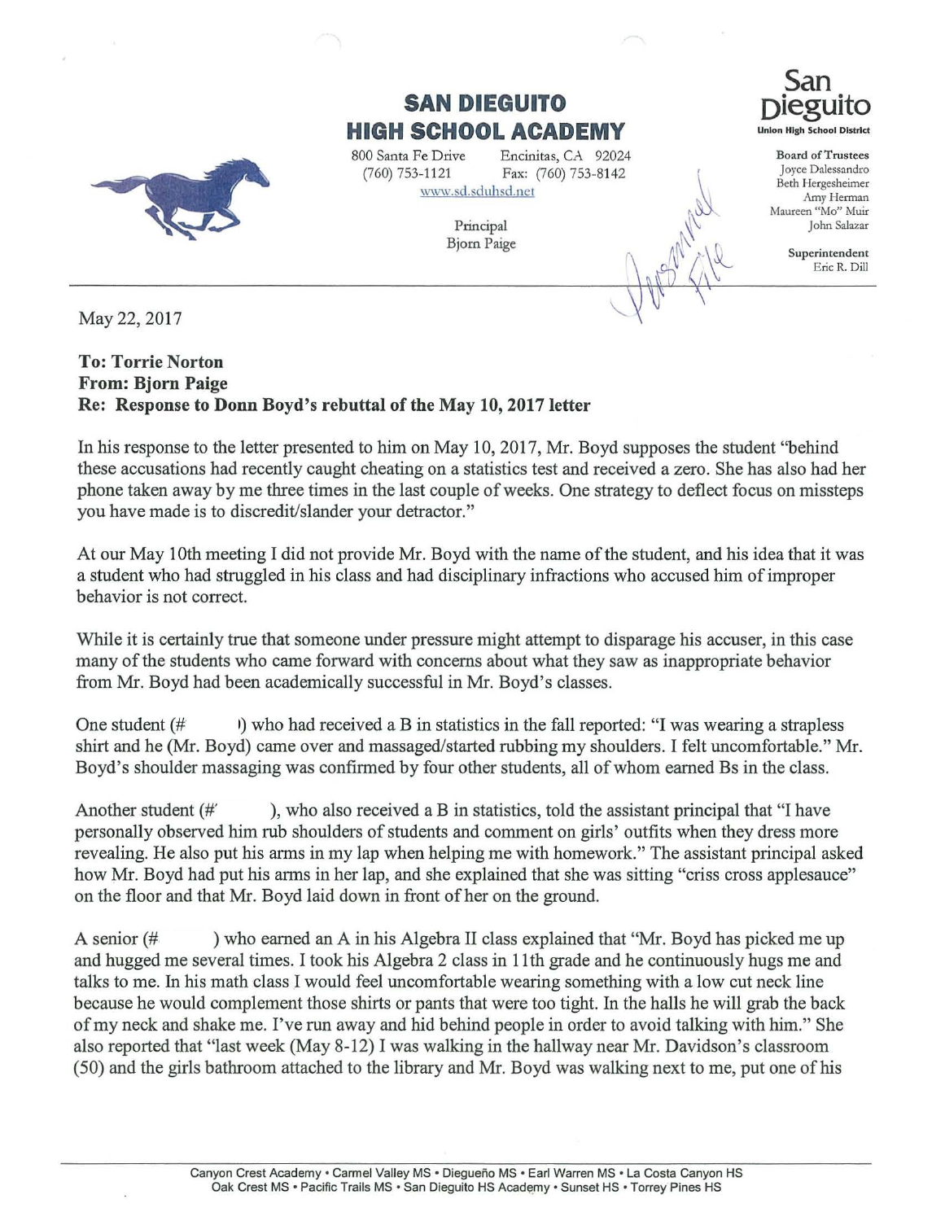# SAN DIEGUITO HIGH SCHOOL ACADEMY

800 Santa Fe Drive Encinitas, CA 92024
(760) 753-1121 Fax: (760) 753-8142
www.sd.sduhsd.net

Principal
Bjorn Paige

San Dieguito
Union High School District

**Board of Trustees**
Joyce Dalessandro
Beth Hergesheimer
Amy Herman
Maureen "Mo" Muir
John Salazar

**Superintendent**
Eric R. Dill

Personnel File

May 22, 2017

**To: Torrie Norton**
**From: Bjorn Paige**
**Re: Response to Donn Boyd's rebuttal of the May 10, 2017 letter**

In his response to the letter presented to him on May 10, 2017, Mr. Boyd supposes the student "behind these accusations had recently caught cheating on a statistics test and received a zero. She has also had her phone taken away by me three times in the last couple of weeks. One strategy to deflect focus on missteps you have made is to discredit/slander your detractor."

At our May 10th meeting I did not provide Mr. Boyd with the name of the student, and his idea that it was a student who had struggled in his class and had disciplinary infractions who accused him of improper behavior is not correct.

While it is certainly true that someone under pressure might attempt to disparage his accuser, in this case many of the students who came forward with concerns about what they saw as inappropriate behavior from Mr. Boyd had been academically successful in Mr. Boyd's classes.

One student (# ) who had received a B in statistics in the fall reported: "I was wearing a strapless shirt and he (Mr. Boyd) came over and massaged/started rubbing my shoulders. I felt uncomfortable." Mr. Boyd's shoulder massaging was confirmed by four other students, all of whom earned Bs in the class.

Another student (# ), who also received a B in statistics, told the assistant principal that "I have personally observed him rub shoulders of students and comment on girls' outfits when they dress more revealing. He also put his arms in my lap when helping me with homework." The assistant principal asked how Mr. Boyd had put his arms in her lap, and she explained that she was sitting "criss cross applesauce" on the floor and that Mr. Boyd laid down in front of her on the ground.

A senior (# ) who earned an A in his Algebra II class explained that "Mr. Boyd has picked me up and hugged me several times. I took his Algebra 2 class in 11th grade and he continuously hugs me and talks to me. In his math class I would feel uncomfortable wearing something with a low cut neck line because he would complement those shirts or pants that were too tight. In the halls he will grab the back of my neck and shake me. I've run away and hid behind people in order to avoid talking with him." She also reported that "last week (May 8-12) I was walking in the hallway near Mr. Davidson's classroom (50) and the girls bathroom attached to the library and Mr. Boyd was walking next to me, put one of his

Canyon Crest Academy • Carmel Valley MS • Diegueño MS • Earl Warren MS • La Costa Canyon HS
Oak Crest MS • Pacific Trails MS • San Dieguito HS Academy • Sunset HS • Torrey Pines HS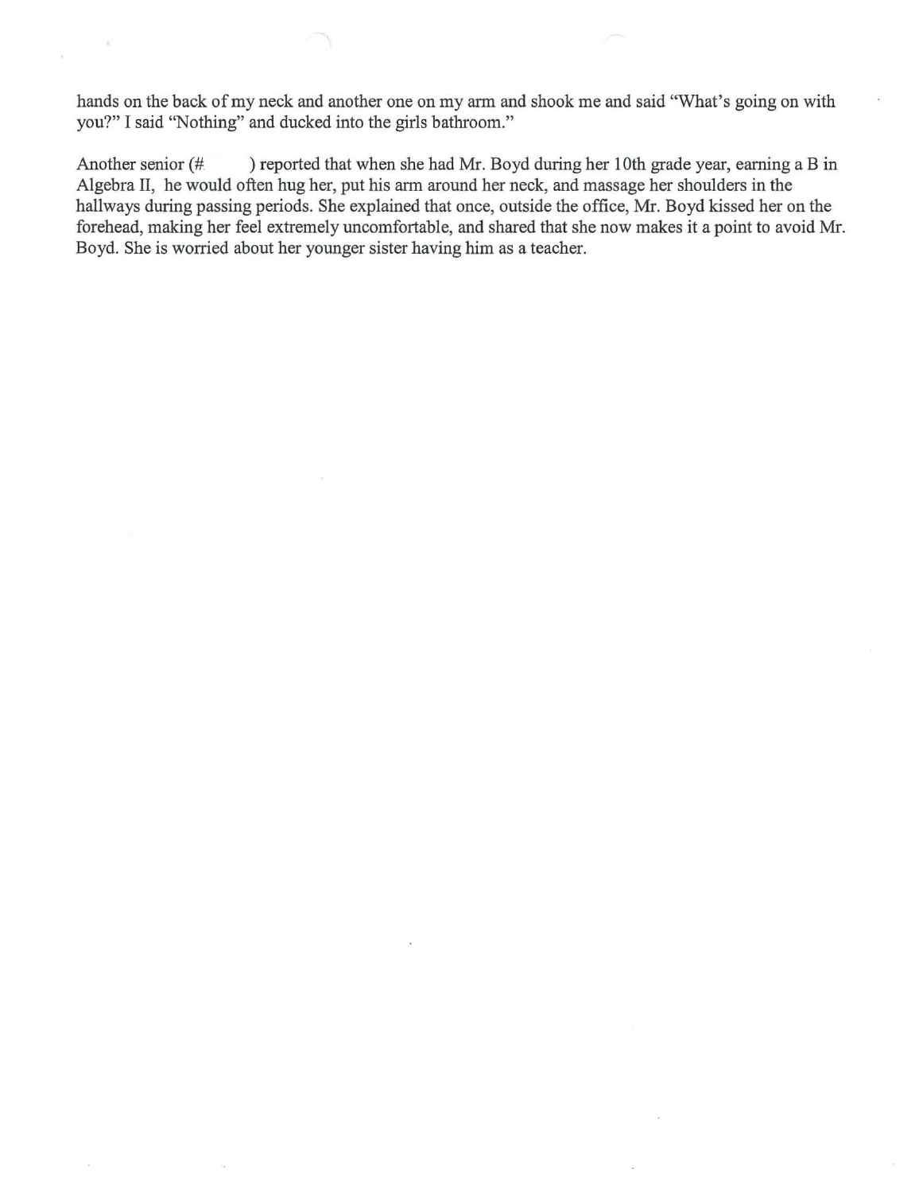hands on the back of my neck and another one on my arm and shook me and said "What's going on with you?" I said "Nothing" and ducked into the girls bathroom."

Another senior (#        ) reported that when she had Mr. Boyd during her 10th grade year, earning a B in Algebra II, he would often hug her, put his arm around her neck, and massage her shoulders in the hallways during passing periods. She explained that once, outside the office, Mr. Boyd kissed her on the forehead, making her feel extremely uncomfortable, and shared that she now makes it a point to avoid Mr. Boyd. She is worried about her younger sister having him as a teacher.